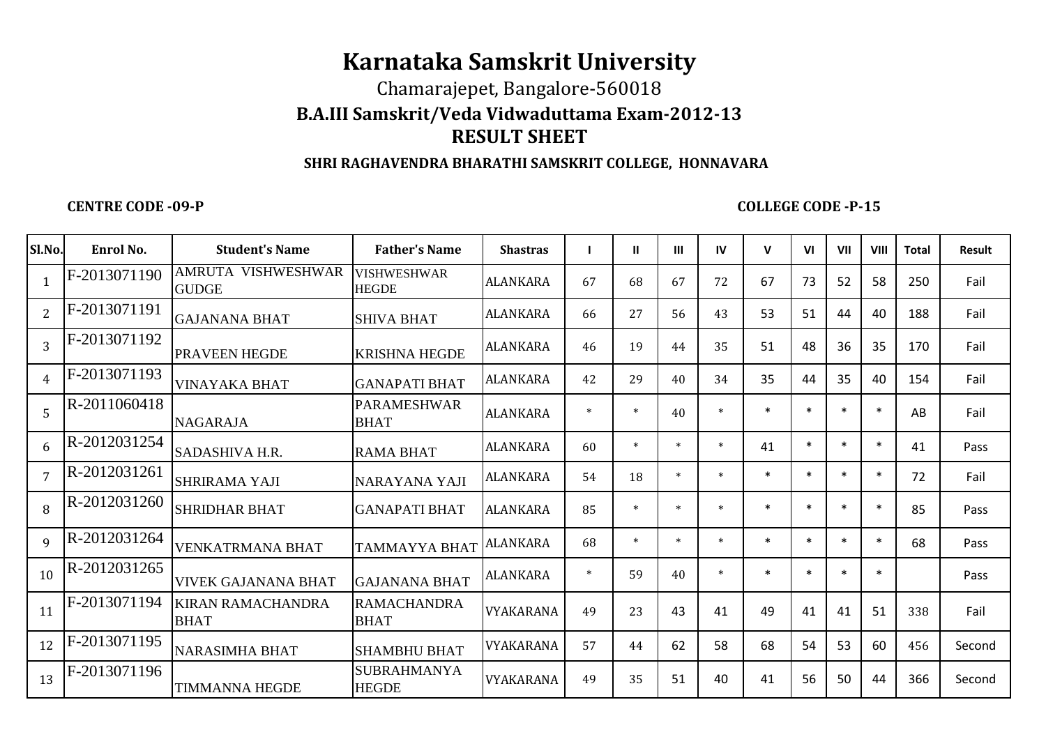# Karnataka Samskrit University

Chamarajepet, Bangalore-560018

## B.A.III Samskrit/Veda Vidwaduttama Exam-2012-13

## RESULT SHEET

### SHRI RAGHAVENDRA BHARATHI SAMSKRIT COLLEGE, HONNAVARA

**CENTRE CODE -09-P** **COLLEGE CODE -P-15**

| Sl.No. | Enrol No. | Student's Name | Father's Name | Shastras | I | II | III | IV | V | VI | VII | VIII | Total | Result |
|---|---|---|---|---|---|---|---|---|---|---|---|---|---|---|
| 1 | F-2013071190 | AMRUTA VISHWESHWAR GUDGE | VISHWESHWAR HEGDE | ALANKARA | 67 | 68 | 67 | 72 | 67 | 73 | 52 | 58 | 250 | Fail |
| 2 | F-2013071191 | GAJANANA BHAT | SHIVA BHAT | ALANKARA | 66 | 27 | 56 | 43 | 53 | 51 | 44 | 40 | 188 | Fail |
| 3 | F-2013071192 | PRAVEEN HEGDE | KRISHNA HEGDE | ALANKARA | 46 | 19 | 44 | 35 | 51 | 48 | 36 | 35 | 170 | Fail |
| 4 | F-2013071193 | VINAYAKA BHAT | GANAPATI BHAT | ALANKARA | 42 | 29 | 40 | 34 | 35 | 44 | 35 | 40 | 154 | Fail |
| 5 | R-2011060418 | NAGARAJA | PARAMESHWAR BHAT | ALANKARA | * | * | 40 | * | * | * | * | * | AB | Fail |
| 6 | R-2012031254 | SADASHIVA H.R. | RAMA BHAT | ALANKARA | 60 | * | * | * | 41 | * | * | * | 41 | Pass |
| 7 | R-2012031261 | SHRIRAMA YAJI | NARAYANA YAJI | ALANKARA | 54 | 18 | * | * | * | * | * | * | 72 | Fail |
| 8 | R-2012031260 | SHRIDHAR BHAT | GANAPATI BHAT | ALANKARA | 85 | * | * | * | * | * | * | * | 85 | Pass |
| 9 | R-2012031264 | VENKATRMANA BHAT | TAMMAYYA BHAT | ALANKARA | 68 | * | * | * | * | * | * | * | 68 | Pass |
| 10 | R-2012031265 | VIVEK GAJANANA BHAT | GAJANANA BHAT | ALANKARA | * | 59 | 40 | * | * | * | * | * | | Pass |
| 11 | F-2013071194 | KIRAN RAMACHANDRA BHAT | RAMACHANDRA BHAT | VYAKARANA | 49 | 23 | 43 | 41 | 49 | 41 | 41 | 51 | 338 | Fail |
| 12 | F-2013071195 | NARASIMHA BHAT | SHAMBHU BHAT | VYAKARANA | 57 | 44 | 62 | 58 | 68 | 54 | 53 | 60 | 456 | Second |
| 13 | F-2013071196 | TIMMANNA HEGDE | SUBRAHMANYA HEGDE | VYAKARANA | 49 | 35 | 51 | 40 | 41 | 56 | 50 | 44 | 366 | Second |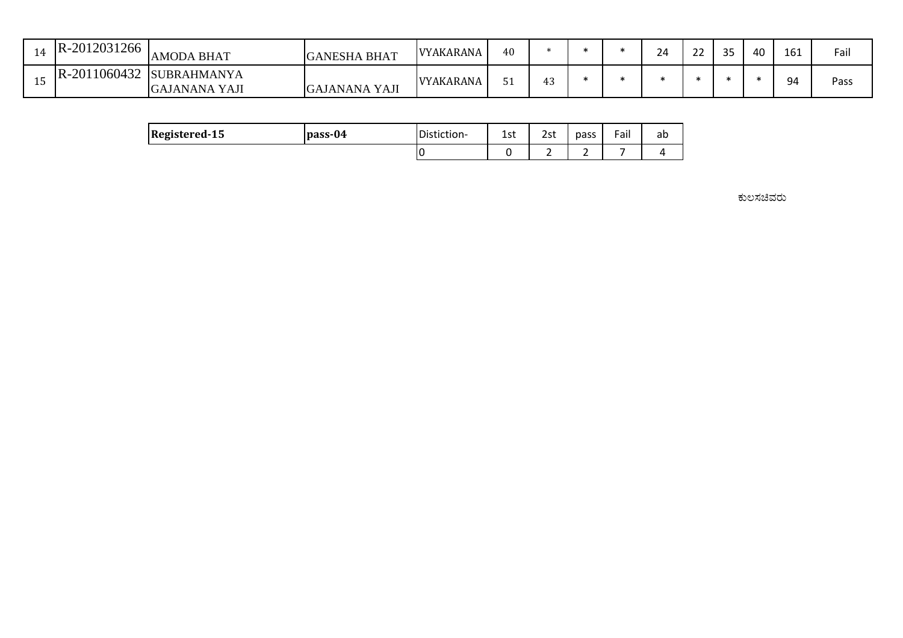| | | | | | | | | | | | | | | |
|---|---|---|---|---|---|---|---|---|---|---|---|---|---|---|
| 14 | R-2012031266 | AMODA BHAT | GANESHA BHAT | VYAKARANA | 40 | * | * | * | 24 | 22 | 35 | 40 | 161 | Fail |
| 15 | R-2011060432 | SUBRAHMANYA GAJANANA YAJI | GAJANANA YAJI | VYAKARANA | 51 | 43 | * | * | * | * | * | * | 94 | Pass |

| **Registered-15** | **pass-04** | Distiction- | 1st | 2st | pass | Fail | ab |
|---|---|---|---|---|---|---|---|
| | | 0 | 0 | 2 | 2 | 7 | 4 |

ಕುಲಸಚಿವರು